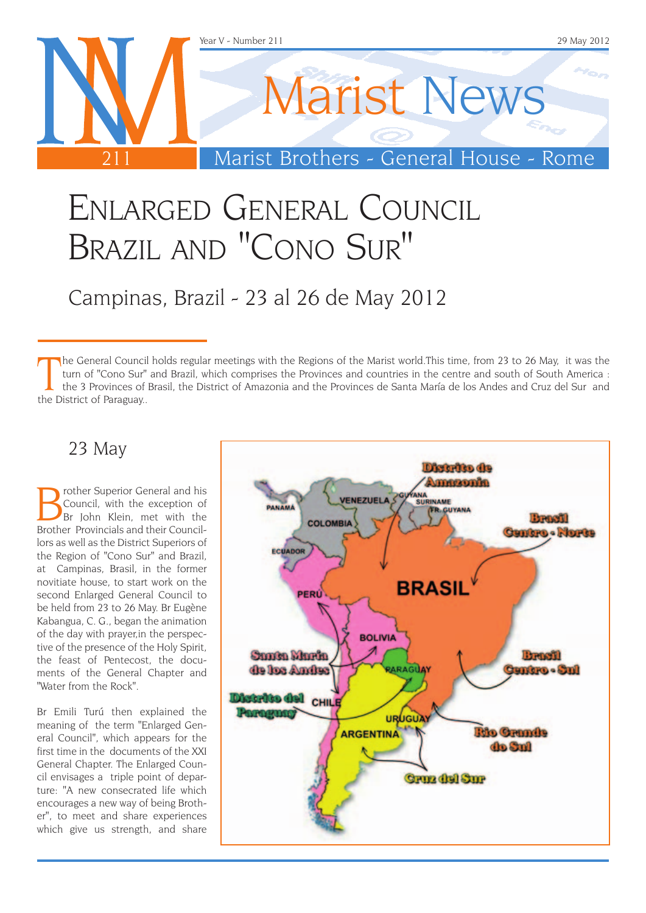# Enlarged General Council Brazil and "Cono Sur"

## Campinas, Brazil - 23 al 26 de May 2012

The General Council holds regular meetings with the Regions of the Marist world.This time, from 23 to 26 May, it was the turn of "Cono Sur" and Brazil, which comprises the Provinces and countries in the centre and south of South America : the 3 Provinces of Brasil, the District of Amazonia and the Provinces de Santa María de los Andes and Cruz del Sur and the District of Paraguay..

### 23 May

Brother Superior General and his Council, with the exception of Br John Klein, met with the Brother Provincials and their Councillors as well as the District Superiors of the Region of "Cono Sur" and Brazil, at Campinas, Brasil, in the former novitiate house, to start work on the second Enlarged General Council to be held from 23 to 26 May. Br Eugène Kabangua, C. G., began the animation of the day with prayer,in the perspective of the presence of the Holy Spirit, the feast of Pentecost, the documents of the General Chapter and "Water from the Rock".

Br Emili Turú then explained the meaning of the term "Enlarged General Council", which appears for the first time in the documents of the XXI General Chapter. The Enlarged Council envisages a triple point of departure: "A new consecrated life which encourages a new way of being Brother", to meet and share experiences which give us strength, and share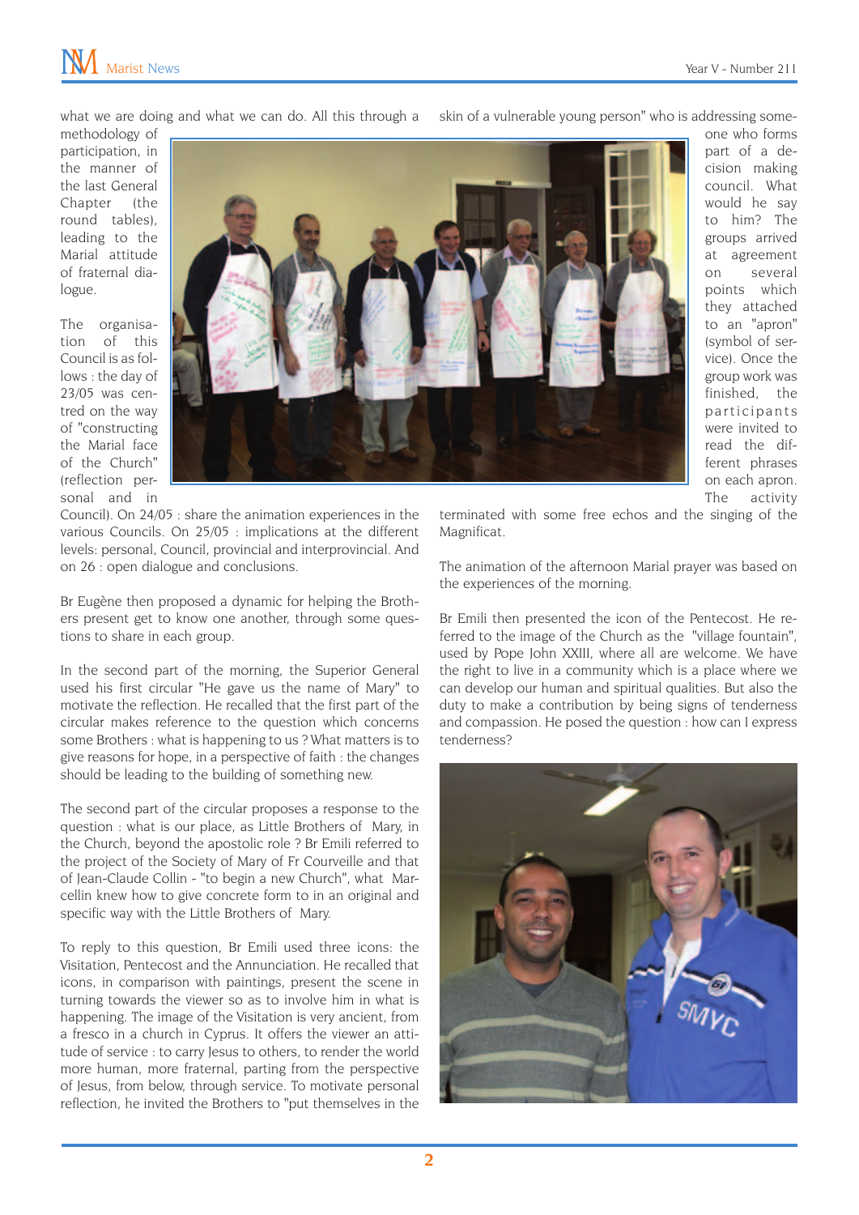what we are doing and what we can do. All this through a methodology of participation, in the manner of the last General Chapter (the round tables), leading to the Marial attitude of fraternal dialogue.

The organisation of this Council is as follows : the day of 23/05 was centred on the way of "constructing the Marial face of the Church" (reflection personal and in Council). On 24/05 : share the animation experiences in the various Councils. On 25/05 : implications at the different levels: personal, Council, provincial and interprovincial. And on 26 : open dialogue and conclusions.

Br Eugène then proposed a dynamic for helping the Brothers present get to know one another, through some questions to share in each group.

In the second part of the morning, the Superior General used his first circular "He gave us the name of Mary" to motivate the reflection. He recalled that the first part of the circular makes reference to the question which concerns some Brothers : what is happening to us ? What matters is to give reasons for hope, in a perspective of faith : the changes should be leading to the building of something new.

The second part of the circular proposes a response to the question : what is our place, as Little Brothers of Mary, in the Church, beyond the apostolic role ? Br Emili referred to the project of the Society of Mary of Fr Courveille and that of Jean-Claude Collin - "to begin a new Church", what Marcellin knew how to give concrete form to in an original and specific way with the Little Brothers of Mary.

To reply to this question, Br Emili used three icons: the Visitation, Pentecost and the Annunciation. He recalled that icons, in comparison with paintings, present the scene in turning towards the viewer so as to involve him in what is happening. The image of the Visitation is very ancient, from a fresco in a church in Cyprus. It offers the viewer an attitude of service : to carry Jesus to others, to render the world more human, more fraternal, parting from the perspective of Jesus, from below, through service. To motivate personal reflection, he invited the Brothers to "put themselves in the skin of a vulnerable young person" who is addressing someone who forms part of a decision making council. What would he say to him? The groups arrived at agreement on several points which they attached to an "apron" (symbol of service). Once the group work was finished, the participants were invited to read the different phrases on each apron. The activity terminated with some free echos and the singing of the Magnificat.

The animation of the afternoon Marial prayer was based on the experiences of the morning.

Br Emili then presented the icon of the Pentecost. He referred to the image of the Church as the "village fountain", used by Pope John XXIII, where all are welcome. We have the right to live in a community which is a place where we can develop our human and spiritual qualities. But also the duty to make a contribution by being signs of tenderness and compassion. He posed the question : how can I express tenderness?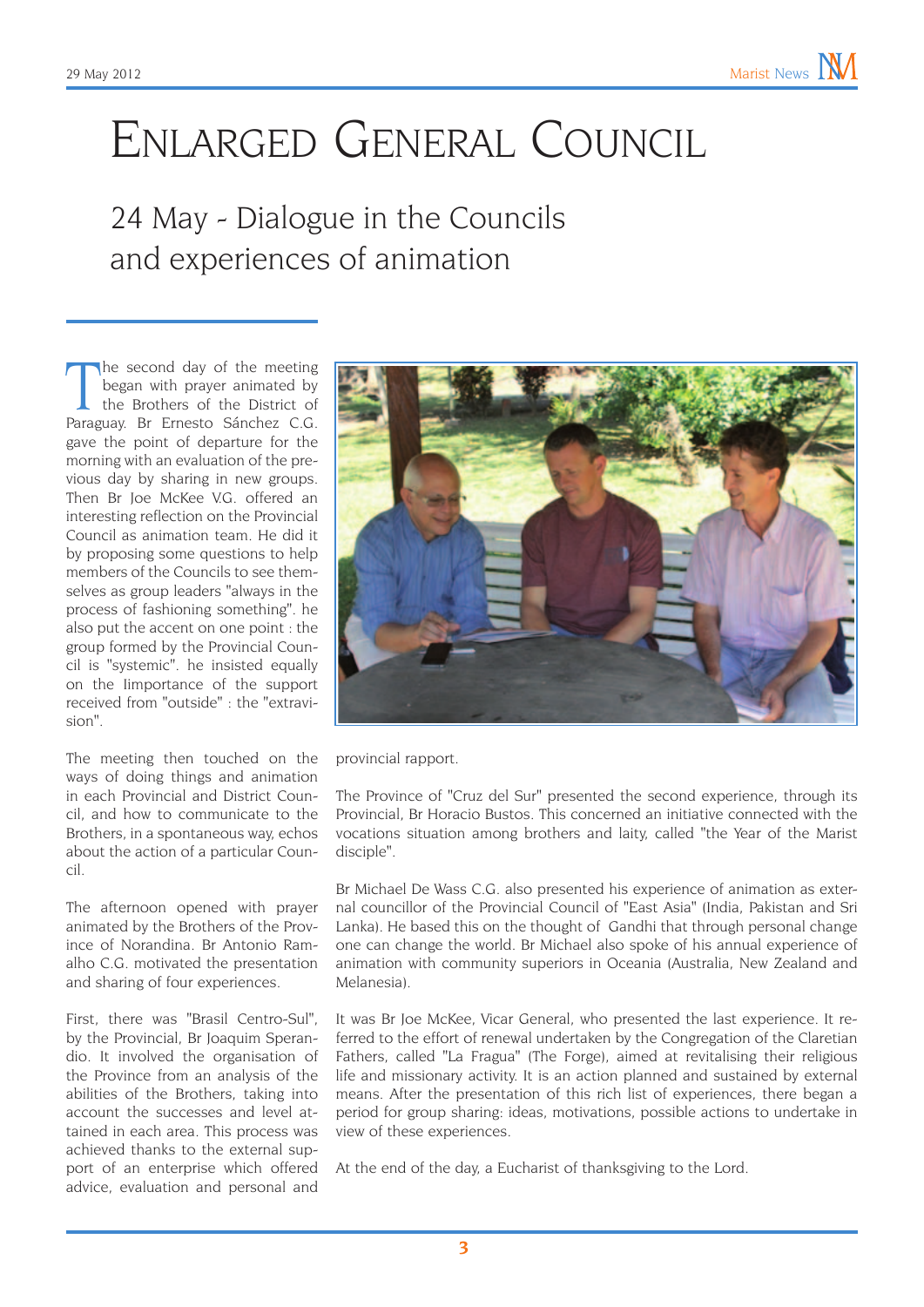# Enlarged General Council

## 24 May - Dialogue in the Councils and experiences of animation

The second day of the meeting began with prayer animated by the Brothers of the District of Paraguay. Br Ernesto Sánchez C.G. gave the point of departure for the morning with an evaluation of the previous day by sharing in new groups. Then Br Joe McKee V.G. offered an interesting reflection on the Provincial Council as animation team. He did it by proposing some questions to help members of the Councils to see themselves as group leaders "always in the process of fashioning something". he also put the accent on one point : the group formed by the Provincial Council is "systemic". he insisted equally on the Iimportance of the support received from "outside" : the "extravision".

The meeting then touched on the ways of doing things and animation in each Provincial and District Council, and how to communicate to the Brothers, in a spontaneous way, echos about the action of a particular Council.

The afternoon opened with prayer animated by the Brothers of the Province of Norandina. Br Antonio Ramalho C.G. motivated the presentation and sharing of four experiences.

First, there was "Brasil Centro-Sul", by the Provincial, Br Joaquim Sperandio. It involved the organisation of the Province from an analysis of the abilities of the Brothers, taking into account the successes and level attained in each area. This process was achieved thanks to the external support of an enterprise which offered advice, evaluation and personal and provincial rapport.

The Province of "Cruz del Sur" presented the second experience, through its Provincial, Br Horacio Bustos. This concerned an initiative connected with the vocations situation among brothers and laity, called "the Year of the Marist disciple".

Br Michael De Wass C.G. also presented his experience of animation as external councillor of the Provincial Council of "East Asia" (India, Pakistan and Sri Lanka). He based this on the thought of Gandhi that through personal change one can change the world. Br Michael also spoke of his annual experience of animation with community superiors in Oceania (Australia, New Zealand and Melanesia).

It was Br Joe McKee, Vicar General, who presented the last experience. It referred to the effort of renewal undertaken by the Congregation of the Claretian Fathers, called "La Fragua" (The Forge), aimed at revitalising their religious life and missionary activity. It is an action planned and sustained by external means. After the presentation of this rich list of experiences, there began a period for group sharing: ideas, motivations, possible actions to undertake in view of these experiences.

At the end of the day, a Eucharist of thanksgiving to the Lord.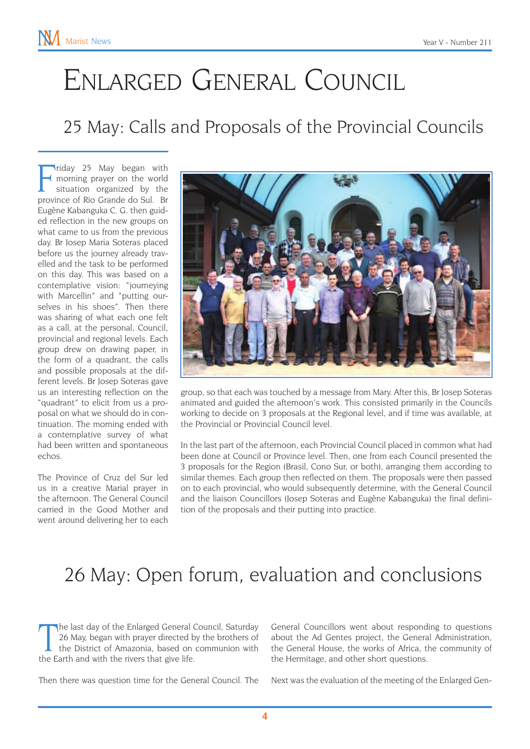# Enlarged General Council

## 25 May: Calls and Proposals of the Provincial Councils

Friday 25 May began with morning prayer on the world situation organized by the province of Rio Grande do Sul. Br Eugène Kabanguka C. G. then guided reflection in the new groups on what came to us from the previous day. Br Josep Maria Soteras placed before us the journey already travelled and the task to be performed on this day. This was based on a contemplative vision: "journeying with Marcellin" and "putting ourselves in his shoes". Then there was sharing of what each one felt as a call, at the personal, Council, provincial and regional levels. Each group drew on drawing paper, in the form of a quadrant, the calls and possible proposals at the different levels. Br Josep Soteras gave us an interesting reflection on the "quadrant" to elicit from us a proposal on what we should do in continuation. The morning ended with a contemplative survey of what had been written and spontaneous echos.

The Province of Cruz del Sur led us in a creative Marial prayer in the afternoon. The General Council carried in the Good Mother and went around delivering her to each group, so that each was touched by a message from Mary. After this, Br Josep Soteras animated and guided the afternoon's work. This consisted primarily in the Councils working to decide on 3 proposals at the Regional level, and if time was available, at the Provincial or Provincial Council level.

In the last part of the afternoon, each Provincial Council placed in common what had been done at Council or Province level. Then, one from each Council presented the 3 proposals for the Region (Brasil, Cono Sur, or both), arranging them according to similar themes. Each group then reflected on them. The proposals were then passed on to each provincial, who would subsequently determine, with the General Council and the liaison Councillors (Josep Soteras and Eugène Kabanguka) the final definition of the proposals and their putting into practice.

## 26 May: Open forum, evaluation and conclusions

The last day of the Enlarged General Council, Saturday 26 May, began with prayer directed by the brothers of the District of Amazonia, based on communion with the Earth and with the rivers that give life.

Then there was question time for the General Council. The General Councillors went about responding to questions about the Ad Gentes project, the General Administration, the General House, the works of Africa, the community of the Hermitage, and other short questions.

Next was the evaluation of the meeting of the Enlarged Gen-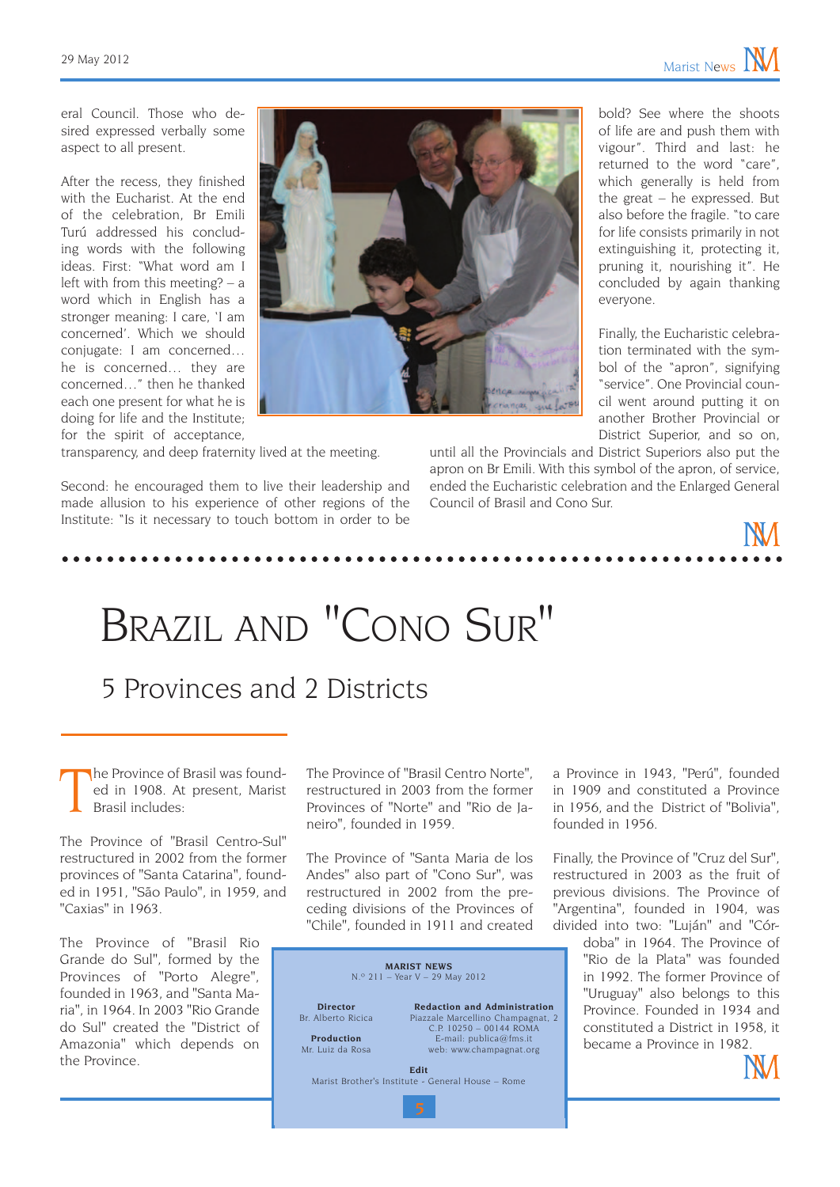eral Council. Those who desired expressed verbally some aspect to all present.

After the recess, they finished with the Eucharist. At the end of the celebration, Br Emili Turú addressed his concluding words with the following ideas. First: "What word am I left with from this meeting? – a word which in English has a stronger meaning: I care, 'I am concerned'. Which we should conjugate: I am concerned… he is concerned… they are concerned…" then he thanked each one present for what he is doing for life and the Institute; for the spirit of acceptance, transparency, and deep fraternity lived at the meeting.

Second: he encouraged them to live their leadership and made allusion to his experience of other regions of the Institute: "Is it necessary to touch bottom in order to be bold? See where the shoots of life are and push them with vigour". Third and last: he returned to the word "care", which generally is held from the great – he expressed. But also before the fragile. "to care for life consists primarily in not extinguishing it, protecting it, pruning it, nourishing it". He concluded by again thanking everyone.

Finally, the Eucharistic celebration terminated with the symbol of the "apron", signifying "service". One Provincial council went around putting it on another Brother Provincial or District Superior, and so on, until all the Provincials and District Superiors also put the apron on Br Emili. With this symbol of the apron, of service, ended the Eucharistic celebration and the Enlarged General Council of Brasil and Cono Sur.

# Brazil and "Cono Sur"

## 5 Provinces and 2 Districts

The Province of Brasil was founded in 1908. At present, Marist Brasil includes:

The Province of "Brasil Centro-Sul" restructured in 2002 from the former provinces of "Santa Catarina", founded in 1951, "São Paulo", in 1959, and "Caxias" in 1963.

The Province of "Brasil Rio Grande do Sul", formed by the Provinces of "Porto Alegre", founded in 1963, and "Santa Maria", in 1964. In 2003 "Rio Grande do Sul" created the "District of Amazonia" which depends on the Province.

The Province of "Brasil Centro Norte", restructured in 2003 from the former Provinces of "Norte" and "Rio de Janeiro", founded in 1959.

The Province of "Santa Maria de los Andes" also part of "Cono Sur", was restructured in 2002 from the preceding divisions of the Provinces of "Chile", founded in 1911 and created a Province in 1943, "Perú", founded in 1909 and constituted a Province in 1956, and the District of "Bolivia", founded in 1956.

Finally, the Province of "Cruz del Sur", restructured in 2003 as the fruit of previous divisions. The Province of "Argentina", founded in 1904, was divided into two: "Luján" and "Córdoba" in 1964. The Province of "Rio de la Plata" was founded in 1992. The former Province of "Uruguay" also belongs to this Province. Founded in 1934 and constituted a District in 1958, it became a Province in 1982.

**MARIST NEWS**
N.º 211 – Year V – 29 May 2012

**Director**
Br. Alberto Ricica

**Production**
Mr. Luiz da Rosa

**Redaction and Administration**
Piazzale Marcellino Champagnat, 2
C.P. 10250 – 00144 ROMA
E-mail: publica@fms.it
web: www.champagnat.org

**Edit**
Marist Brother's Institute - General House – Rome